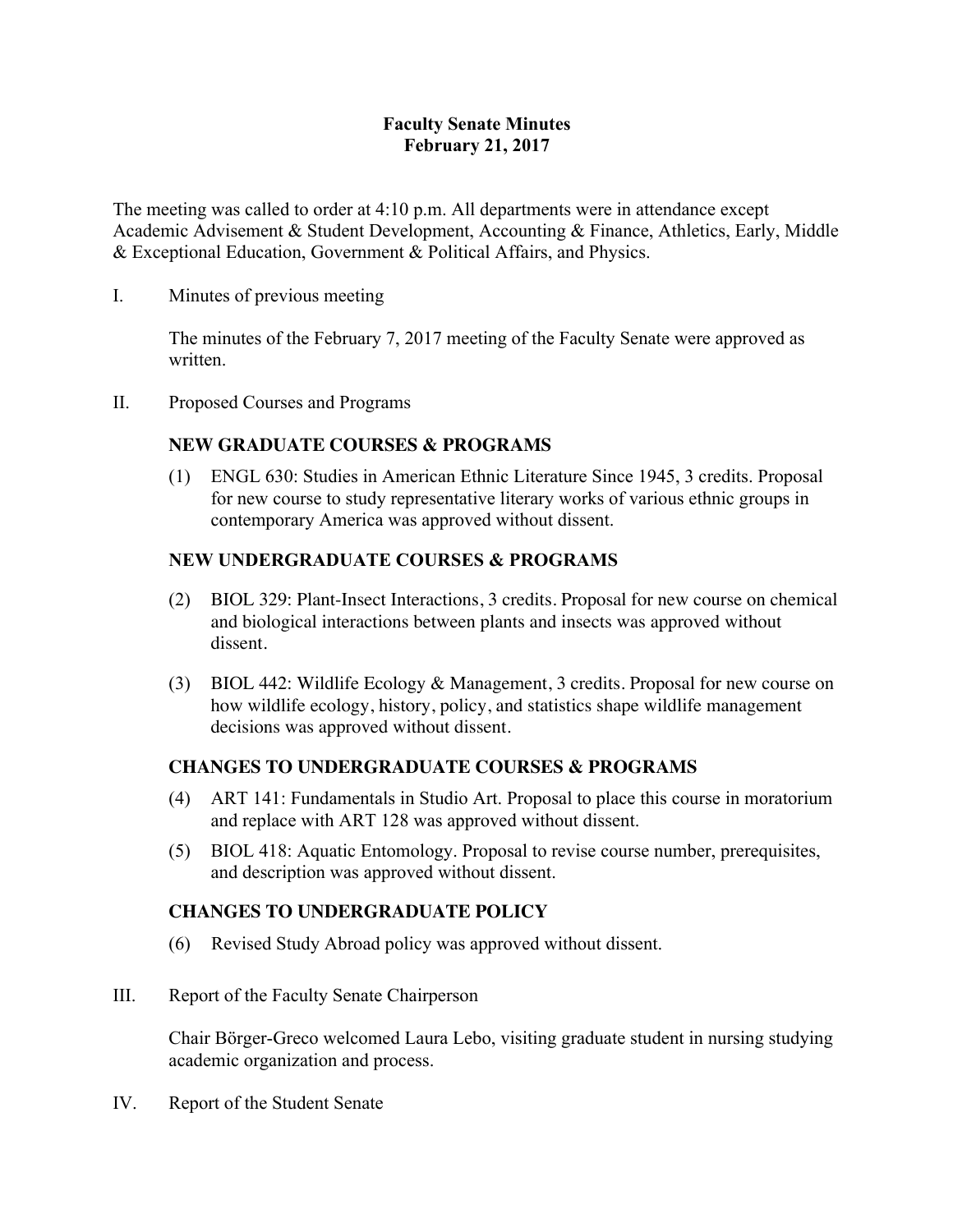# Faculty Senate Minutes
## February 21, 2017

The meeting was called to order at 4:10 p.m. All departments were in attendance except Academic Advisement & Student Development, Accounting & Finance, Athletics, Early, Middle & Exceptional Education, Government & Political Affairs, and Physics.

I. Minutes of previous meeting

The minutes of the February 7, 2017 meeting of the Faculty Senate were approved as written.

II. Proposed Courses and Programs

**NEW GRADUATE COURSES & PROGRAMS**

(1) ENGL 630: Studies in American Ethnic Literature Since 1945, 3 credits. Proposal for new course to study representative literary works of various ethnic groups in contemporary America was approved without dissent.

**NEW UNDERGRADUATE COURSES & PROGRAMS**

(2) BIOL 329: Plant-Insect Interactions, 3 credits. Proposal for new course on chemical and biological interactions between plants and insects was approved without dissent.

(3) BIOL 442: Wildlife Ecology & Management, 3 credits. Proposal for new course on how wildlife ecology, history, policy, and statistics shape wildlife management decisions was approved without dissent.

**CHANGES TO UNDERGRADUATE COURSES & PROGRAMS**

(4) ART 141: Fundamentals in Studio Art. Proposal to place this course in moratorium and replace with ART 128 was approved without dissent.

(5) BIOL 418: Aquatic Entomology. Proposal to revise course number, prerequisites, and description was approved without dissent.

**CHANGES TO UNDERGRADUATE POLICY**

(6) Revised Study Abroad policy was approved without dissent.

III. Report of the Faculty Senate Chairperson

Chair Börger-Greco welcomed Laura Lebo, visiting graduate student in nursing studying academic organization and process.

IV. Report of the Student Senate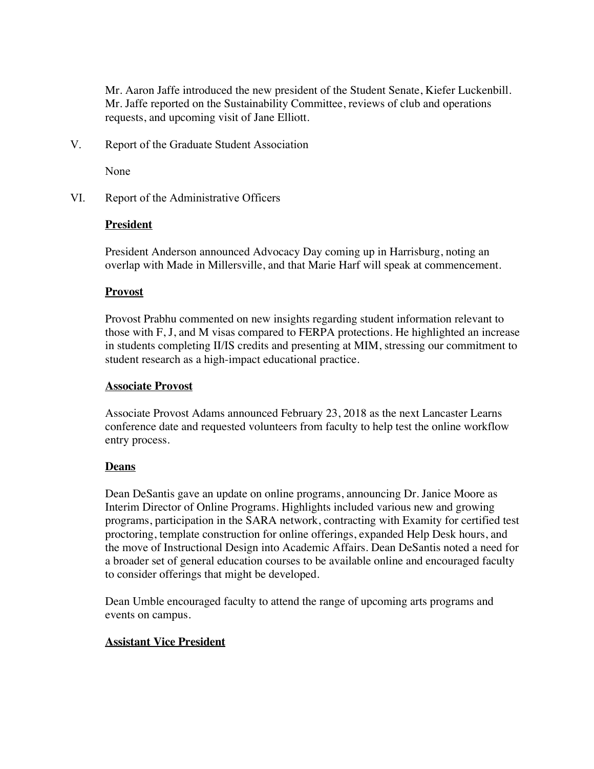Mr. Aaron Jaffe introduced the new president of the Student Senate, Kiefer Luckenbill. Mr. Jaffe reported on the Sustainability Committee, reviews of club and operations requests, and upcoming visit of Jane Elliott.

V. Report of the Graduate Student Association

None

VI. Report of the Administrative Officers

**<u>President</u>**

President Anderson announced Advocacy Day coming up in Harrisburg, noting an overlap with Made in Millersville, and that Marie Harf will speak at commencement.

**<u>Provost</u>**

Provost Prabhu commented on new insights regarding student information relevant to those with F, J, and M visas compared to FERPA protections. He highlighted an increase in students completing II/IS credits and presenting at MIM, stressing our commitment to student research as a high-impact educational practice.

**<u>Associate Provost</u>**

Associate Provost Adams announced February 23, 2018 as the next Lancaster Learns conference date and requested volunteers from faculty to help test the online workflow entry process.

**<u>Deans</u>**

Dean DeSantis gave an update on online programs, announcing Dr. Janice Moore as Interim Director of Online Programs. Highlights included various new and growing programs, participation in the SARA network, contracting with Examity for certified test proctoring, template construction for online offerings, expanded Help Desk hours, and the move of Instructional Design into Academic Affairs. Dean DeSantis noted a need for a broader set of general education courses to be available online and encouraged faculty to consider offerings that might be developed.

Dean Umble encouraged faculty to attend the range of upcoming arts programs and events on campus.

**<u>Assistant Vice President</u>**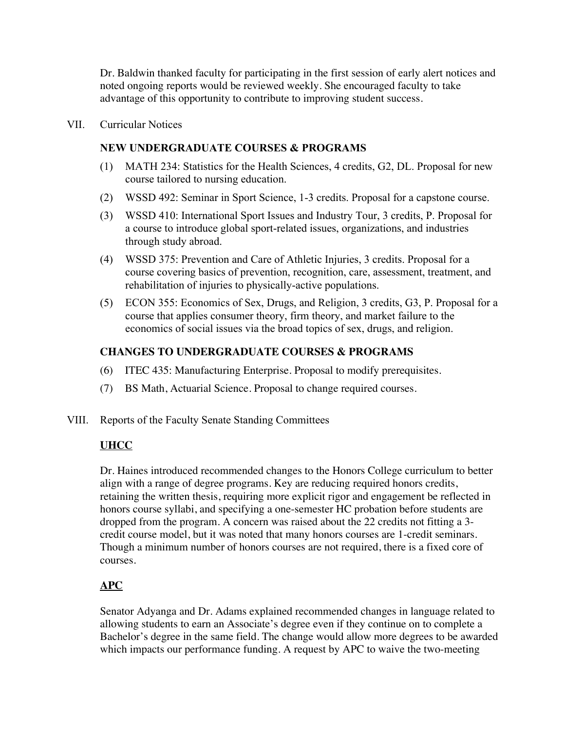Dr. Baldwin thanked faculty for participating in the first session of early alert notices and noted ongoing reports would be reviewed weekly. She encouraged faculty to take advantage of this opportunity to contribute to improving student success.

VII. Curricular Notices

**NEW UNDERGRADUATE COURSES & PROGRAMS**

(1) MATH 234: Statistics for the Health Sciences, 4 credits, G2, DL. Proposal for new course tailored to nursing education.

(2) WSSD 492: Seminar in Sport Science, 1-3 credits. Proposal for a capstone course.

(3) WSSD 410: International Sport Issues and Industry Tour, 3 credits, P. Proposal for a course to introduce global sport-related issues, organizations, and industries through study abroad.

(4) WSSD 375: Prevention and Care of Athletic Injuries, 3 credits. Proposal for a course covering basics of prevention, recognition, care, assessment, treatment, and rehabilitation of injuries to physically-active populations.

(5) ECON 355: Economics of Sex, Drugs, and Religion, 3 credits, G3, P. Proposal for a course that applies consumer theory, firm theory, and market failure to the economics of social issues via the broad topics of sex, drugs, and religion.

**CHANGES TO UNDERGRADUATE COURSES & PROGRAMS**

(6) ITEC 435: Manufacturing Enterprise. Proposal to modify prerequisites.

(7) BS Math, Actuarial Science. Proposal to change required courses.

VIII. Reports of the Faculty Senate Standing Committees

**UHCC**

Dr. Haines introduced recommended changes to the Honors College curriculum to better align with a range of degree programs. Key are reducing required honors credits, retaining the written thesis, requiring more explicit rigor and engagement be reflected in honors course syllabi, and specifying a one-semester HC probation before students are dropped from the program. A concern was raised about the 22 credits not fitting a 3-credit course model, but it was noted that many honors courses are 1-credit seminars. Though a minimum number of honors courses are not required, there is a fixed core of courses.

**APC**

Senator Adyanga and Dr. Adams explained recommended changes in language related to allowing students to earn an Associate's degree even if they continue on to complete a Bachelor's degree in the same field. The change would allow more degrees to be awarded which impacts our performance funding. A request by APC to waive the two-meeting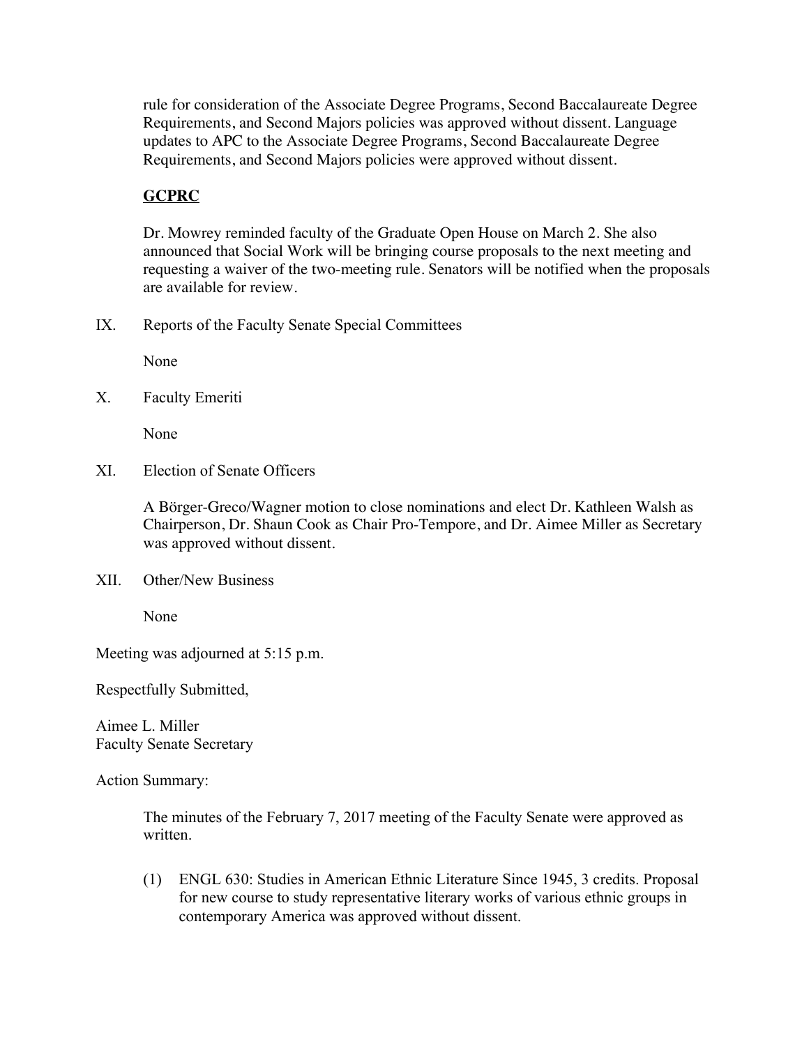rule for consideration of the Associate Degree Programs, Second Baccalaureate Degree Requirements, and Second Majors policies was approved without dissent. Language updates to APC to the Associate Degree Programs, Second Baccalaureate Degree Requirements, and Second Majors policies were approved without dissent.

**GCPRC**

Dr. Mowrey reminded faculty of the Graduate Open House on March 2. She also announced that Social Work will be bringing course proposals to the next meeting and requesting a waiver of the two-meeting rule. Senators will be notified when the proposals are available for review.

IX. Reports of the Faculty Senate Special Committees

None

X. Faculty Emeriti

None

XI. Election of Senate Officers

A Börger-Greco/Wagner motion to close nominations and elect Dr. Kathleen Walsh as Chairperson, Dr. Shaun Cook as Chair Pro-Tempore, and Dr. Aimee Miller as Secretary was approved without dissent.

XII. Other/New Business

None

Meeting was adjourned at 5:15 p.m.

Respectfully Submitted,

Aimee L. Miller
Faculty Senate Secretary

Action Summary:

The minutes of the February 7, 2017 meeting of the Faculty Senate were approved as written.

(1) ENGL 630: Studies in American Ethnic Literature Since 1945, 3 credits. Proposal for new course to study representative literary works of various ethnic groups in contemporary America was approved without dissent.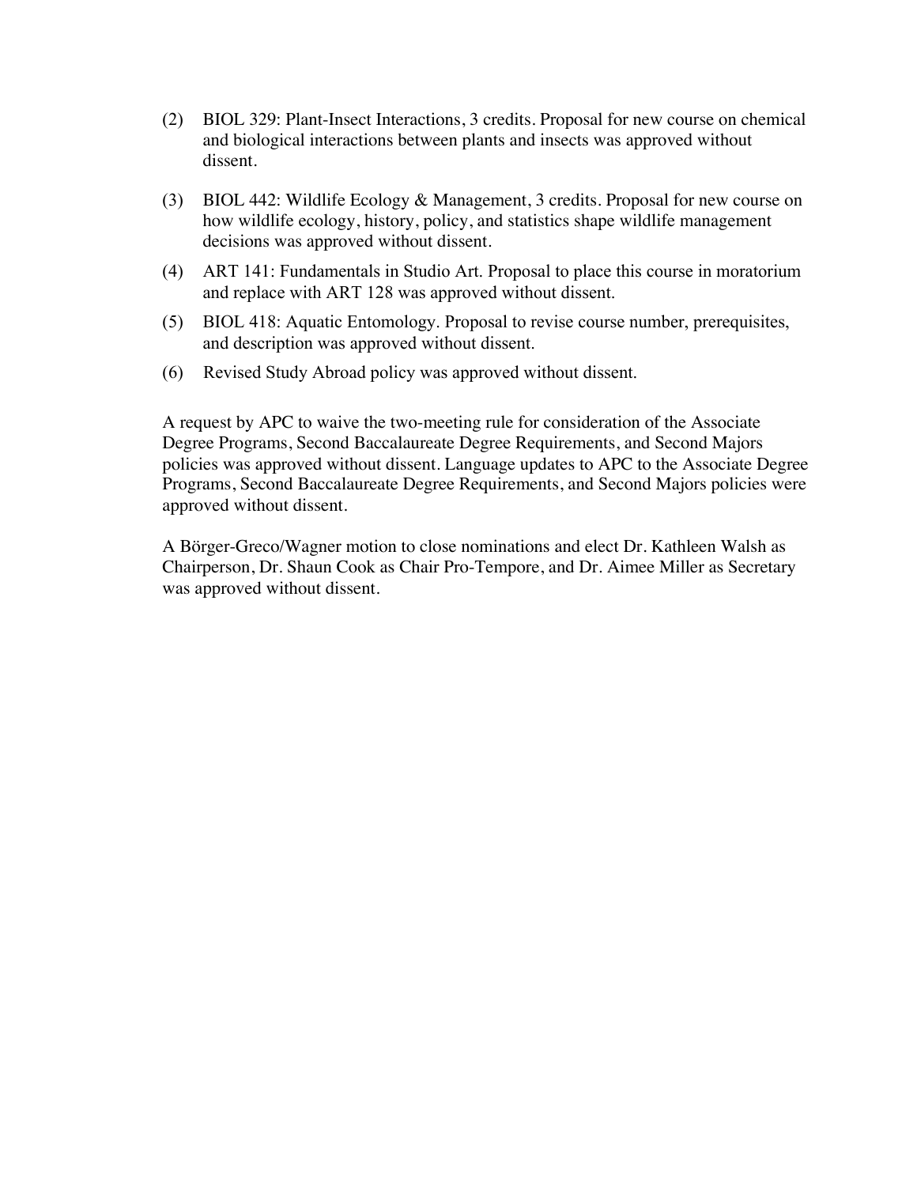(2) BIOL 329: Plant-Insect Interactions, 3 credits. Proposal for new course on chemical and biological interactions between plants and insects was approved without dissent.

(3) BIOL 442: Wildlife Ecology & Management, 3 credits. Proposal for new course on how wildlife ecology, history, policy, and statistics shape wildlife management decisions was approved without dissent.

(4) ART 141: Fundamentals in Studio Art. Proposal to place this course in moratorium and replace with ART 128 was approved without dissent.

(5) BIOL 418: Aquatic Entomology. Proposal to revise course number, prerequisites, and description was approved without dissent.

(6) Revised Study Abroad policy was approved without dissent.

A request by APC to waive the two-meeting rule for consideration of the Associate Degree Programs, Second Baccalaureate Degree Requirements, and Second Majors policies was approved without dissent. Language updates to APC to the Associate Degree Programs, Second Baccalaureate Degree Requirements, and Second Majors policies were approved without dissent.

A Börger-Greco/Wagner motion to close nominations and elect Dr. Kathleen Walsh as Chairperson, Dr. Shaun Cook as Chair Pro-Tempore, and Dr. Aimee Miller as Secretary was approved without dissent.